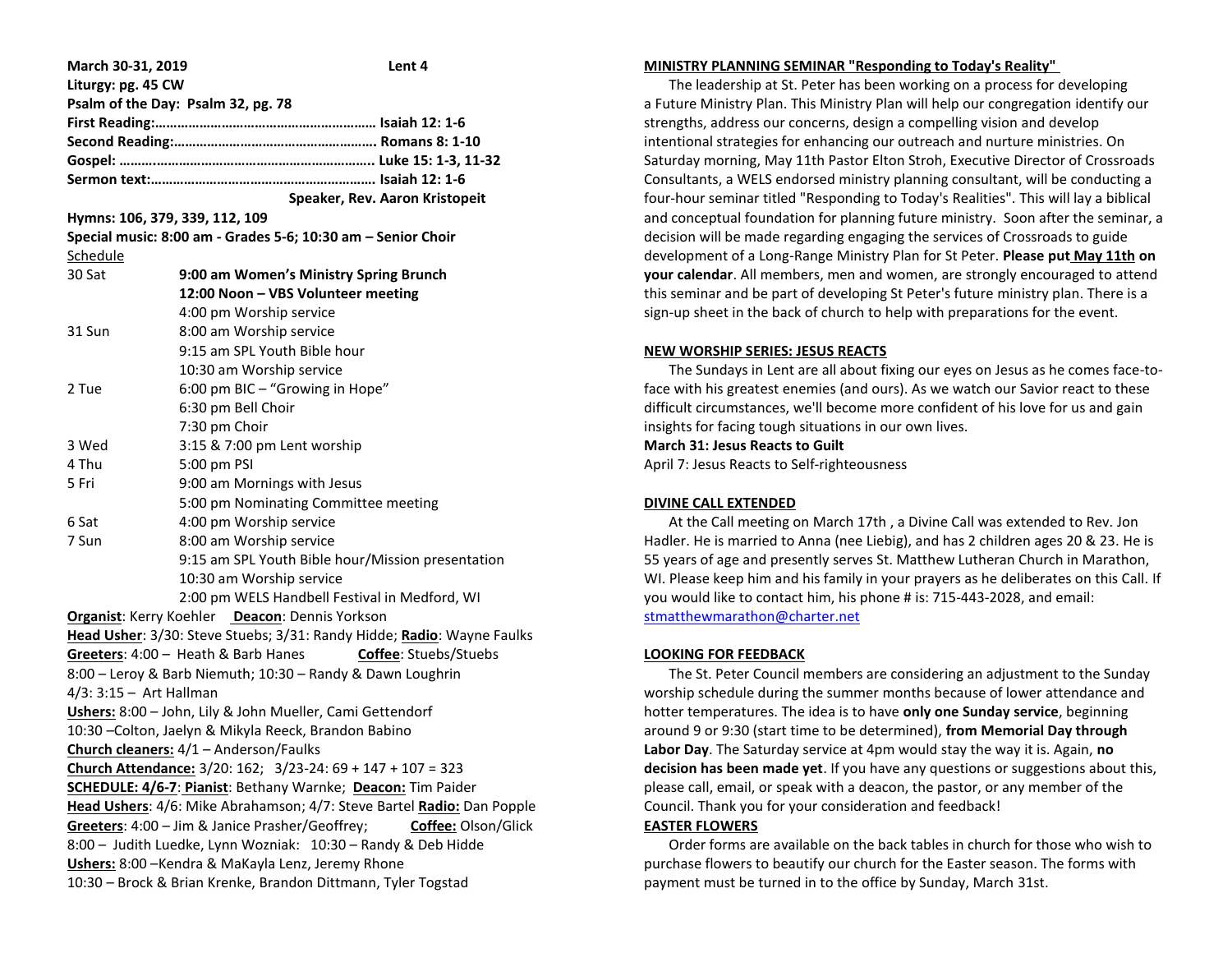**March 30-31, 2019** **Lent 4**

**Liturgy: pg. 45 CW**

**Psalm of the Day: Psalm 32, pg. 78**

**First Reading:…………………………………………………. Isaiah 12: 1-6**

**Second Reading:………………………………………………. Romans 8: 1-10**

**Gospel: ……..…………………………………………………….. Luke 15: 1-3, 11-32**

**Sermon text:……………………………………………………. Isaiah 12: 1-6**

**Speaker, Rev. Aaron Kristopeit**

**Hymns: 106, 379, 339, 112, 109**

**Special music: 8:00 am - Grades 5-6; 10:30 am – Senior Choir**

Schedule

| | |
|---|---|
| 30 Sat | **9:00 am Women's Ministry Spring Brunch** |
| | **12:00 Noon – VBS Volunteer meeting** |
| | 4:00 pm Worship service |
| 31 Sun | 8:00 am Worship service |
| | 9:15 am SPL Youth Bible hour |
| | 10:30 am Worship service |
| 2 Tue | 6:00 pm BIC – "Growing in Hope" |
| | 6:30 pm Bell Choir |
| | 7:30 pm Choir |
| 3 Wed | 3:15 & 7:00 pm Lent worship |
| 4 Thu | 5:00 pm PSI |
| 5 Fri | 9:00 am Mornings with Jesus |
| | 5:00 pm Nominating Committee meeting |
| 6 Sat | 4:00 pm Worship service |
| 7 Sun | 8:00 am Worship service |
| | 9:15 am SPL Youth Bible hour/Mission presentation |
| | 10:30 am Worship service |
| | 2:00 pm WELS Handbell Festival in Medford, WI |

**Organist**: Kerry Koehler **Deacon**: Dennis Yorkson

**Head Usher**: 3/30: Steve Stuebs; 3/31: Randy Hidde; **Radio**: Wayne Faulks

**Greeters**: 4:00 – Heath & Barb Hanes **Coffee**: Stuebs/Stuebs

8:00 – Leroy & Barb Niemuth; 10:30 – Randy & Dawn Loughrin

4/3: 3:15 – Art Hallman

**Ushers:** 8:00 – John, Lily & John Mueller, Cami Gettendorf

10:30 –Colton, Jaelyn & Mikyla Reeck, Brandon Babino

**Church cleaners:** 4/1 – Anderson/Faulks

**Church Attendance:** 3/20: 162; 3/23-24: 69 + 147 + 107 = 323

**SCHEDULE: 4/6-7**: **Pianist**: Bethany Warnke; **Deacon:** Tim Paider

**Head Ushers**: 4/6: Mike Abrahamson; 4/7: Steve Bartel **Radio:** Dan Popple

**Greeters**: 4:00 – Jim & Janice Prasher/Geoffrey; **Coffee:** Olson/Glick

8:00 – Judith Luedke, Lynn Wozniak: 10:30 – Randy & Deb Hidde

**Ushers:** 8:00 –Kendra & MaKayla Lenz, Jeremy Rhone

10:30 – Brock & Brian Krenke, Brandon Dittmann, Tyler Togstad

## MINISTRY PLANNING SEMINAR "Responding to Today's Reality"

The leadership at St. Peter has been working on a process for developing a Future Ministry Plan. This Ministry Plan will help our congregation identify our strengths, address our concerns, design a compelling vision and develop intentional strategies for enhancing our outreach and nurture ministries. On Saturday morning, May 11th Pastor Elton Stroh, Executive Director of Crossroads Consultants, a WELS endorsed ministry planning consultant, will be conducting a four-hour seminar titled "Responding to Today's Realities". This will lay a biblical and conceptual foundation for planning future ministry. Soon after the seminar, a decision will be made regarding engaging the services of Crossroads to guide development of a Long-Range Ministry Plan for St Peter. **Please put May 11th on your calendar**. All members, men and women, are strongly encouraged to attend this seminar and be part of developing St Peter's future ministry plan. There is a sign-up sheet in the back of church to help with preparations for the event.

## NEW WORSHIP SERIES: JESUS REACTS

The Sundays in Lent are all about fixing our eyes on Jesus as he comes face-to-face with his greatest enemies (and ours). As we watch our Savior react to these difficult circumstances, we'll become more confident of his love for us and gain insights for facing tough situations in our own lives.

**March 31: Jesus Reacts to Guilt**

April 7: Jesus Reacts to Self-righteousness

## DIVINE CALL EXTENDED

At the Call meeting on March 17th , a Divine Call was extended to Rev. Jon Hadler. He is married to Anna (nee Liebig), and has 2 children ages 20 & 23. He is 55 years of age and presently serves St. Matthew Lutheran Church in Marathon, WI. Please keep him and his family in your prayers as he deliberates on this Call. If you would like to contact him, his phone # is: 715-443-2028, and email: stmatthewmarathon@charter.net

## LOOKING FOR FEEDBACK

The St. Peter Council members are considering an adjustment to the Sunday worship schedule during the summer months because of lower attendance and hotter temperatures. The idea is to have **only one Sunday service**, beginning around 9 or 9:30 (start time to be determined), **from Memorial Day through Labor Day**. The Saturday service at 4pm would stay the way it is. Again, **no decision has been made yet**. If you have any questions or suggestions about this, please call, email, or speak with a deacon, the pastor, or any member of the Council. Thank you for your consideration and feedback!

## EASTER FLOWERS

Order forms are available on the back tables in church for those who wish to purchase flowers to beautify our church for the Easter season. The forms with payment must be turned in to the office by Sunday, March 31st.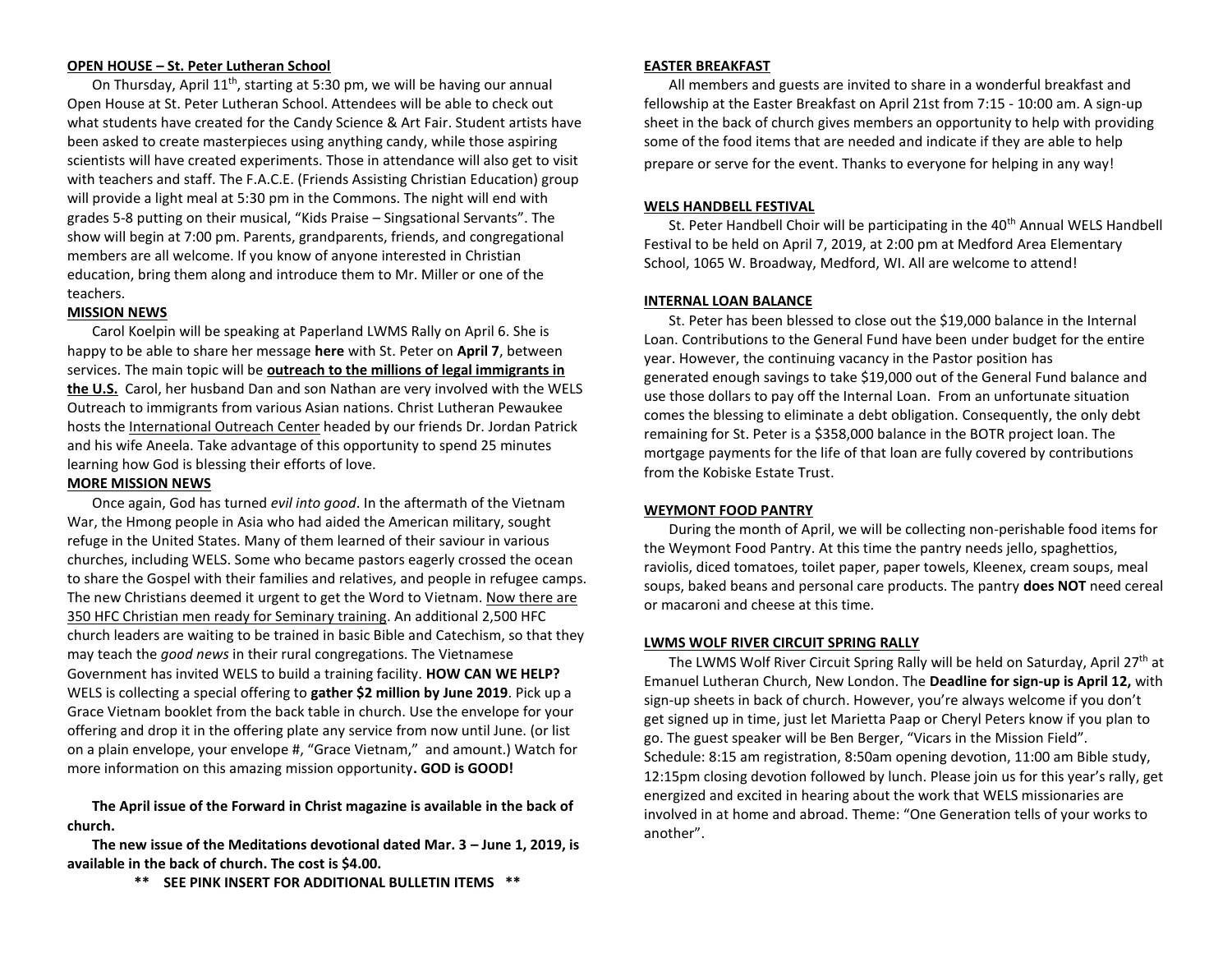**OPEN HOUSE – St. Peter Lutheran School**

On Thursday, April 11th, starting at 5:30 pm, we will be having our annual Open House at St. Peter Lutheran School. Attendees will be able to check out what students have created for the Candy Science & Art Fair. Student artists have been asked to create masterpieces using anything candy, while those aspiring scientists will have created experiments. Those in attendance will also get to visit with teachers and staff. The F.A.C.E. (Friends Assisting Christian Education) group will provide a light meal at 5:30 pm in the Commons. The night will end with grades 5-8 putting on their musical, "Kids Praise – Singsational Servants". The show will begin at 7:00 pm. Parents, grandparents, friends, and congregational members are all welcome. If you know of anyone interested in Christian education, bring them along and introduce them to Mr. Miller or one of the teachers.

**MISSION NEWS**

Carol Koelpin will be speaking at Paperland LWMS Rally on April 6. She is happy to be able to share her message **here** with St. Peter on **April 7**, between services. The main topic will be **outreach to the millions of legal immigrants in the U.S.** Carol, her husband Dan and son Nathan are very involved with the WELS Outreach to immigrants from various Asian nations. Christ Lutheran Pewaukee hosts the International Outreach Center headed by our friends Dr. Jordan Patrick and his wife Aneela. Take advantage of this opportunity to spend 25 minutes learning how God is blessing their efforts of love.

**MORE MISSION NEWS**

Once again, God has turned *evil into good*. In the aftermath of the Vietnam War, the Hmong people in Asia who had aided the American military, sought refuge in the United States. Many of them learned of their saviour in various churches, including WELS. Some who became pastors eagerly crossed the ocean to share the Gospel with their families and relatives, and people in refugee camps. The new Christians deemed it urgent to get the Word to Vietnam. Now there are 350 HFC Christian men ready for Seminary training. An additional 2,500 HFC church leaders are waiting to be trained in basic Bible and Catechism, so that they may teach the *good news* in their rural congregations. The Vietnamese Government has invited WELS to build a training facility. **HOW CAN WE HELP?** WELS is collecting a special offering to **gather $2 million by June 2019**. Pick up a Grace Vietnam booklet from the back table in church. Use the envelope for your offering and drop it in the offering plate any service from now until June. (or list on a plain envelope, your envelope #, "Grace Vietnam," and amount.) Watch for more information on this amazing mission opportunity**. GOD is GOOD!**

**The April issue of the Forward in Christ magazine is available in the back of church.**

**The new issue of the Meditations devotional dated Mar. 3 – June 1, 2019, is available in the back of church. The cost is $4.00.**

**\*\* SEE PINK INSERT FOR ADDITIONAL BULLETIN ITEMS \*\***

**EASTER BREAKFAST**

All members and guests are invited to share in a wonderful breakfast and fellowship at the Easter Breakfast on April 21st from 7:15 - 10:00 am. A sign-up sheet in the back of church gives members an opportunity to help with providing some of the food items that are needed and indicate if they are able to help prepare or serve for the event. Thanks to everyone for helping in any way!

**WELS HANDBELL FESTIVAL**

St. Peter Handbell Choir will be participating in the 40th Annual WELS Handbell Festival to be held on April 7, 2019, at 2:00 pm at Medford Area Elementary School, 1065 W. Broadway, Medford, WI. All are welcome to attend!

**INTERNAL LOAN BALANCE**

St. Peter has been blessed to close out the $19,000 balance in the Internal Loan. Contributions to the General Fund have been under budget for the entire year. However, the continuing vacancy in the Pastor position has generated enough savings to take $19,000 out of the General Fund balance and use those dollars to pay off the Internal Loan. From an unfortunate situation comes the blessing to eliminate a debt obligation. Consequently, the only debt remaining for St. Peter is a $358,000 balance in the BOTR project loan. The mortgage payments for the life of that loan are fully covered by contributions from the Kobiske Estate Trust.

**WEYMONT FOOD PANTRY**

During the month of April, we will be collecting non-perishable food items for the Weymont Food Pantry. At this time the pantry needs jello, spaghettios, raviolis, diced tomatoes, toilet paper, paper towels, Kleenex, cream soups, meal soups, baked beans and personal care products. The pantry **does NOT** need cereal or macaroni and cheese at this time.

**LWMS WOLF RIVER CIRCUIT SPRING RALLY**

The LWMS Wolf River Circuit Spring Rally will be held on Saturday, April 27th at Emanuel Lutheran Church, New London. The **Deadline for sign-up is April 12,** with sign-up sheets in back of church. However, you're always welcome if you don't get signed up in time, just let Marietta Paap or Cheryl Peters know if you plan to go. The guest speaker will be Ben Berger, "Vicars in the Mission Field". Schedule: 8:15 am registration, 8:50am opening devotion, 11:00 am Bible study, 12:15pm closing devotion followed by lunch. Please join us for this year's rally, get energized and excited in hearing about the work that WELS missionaries are involved in at home and abroad. Theme: "One Generation tells of your works to another".